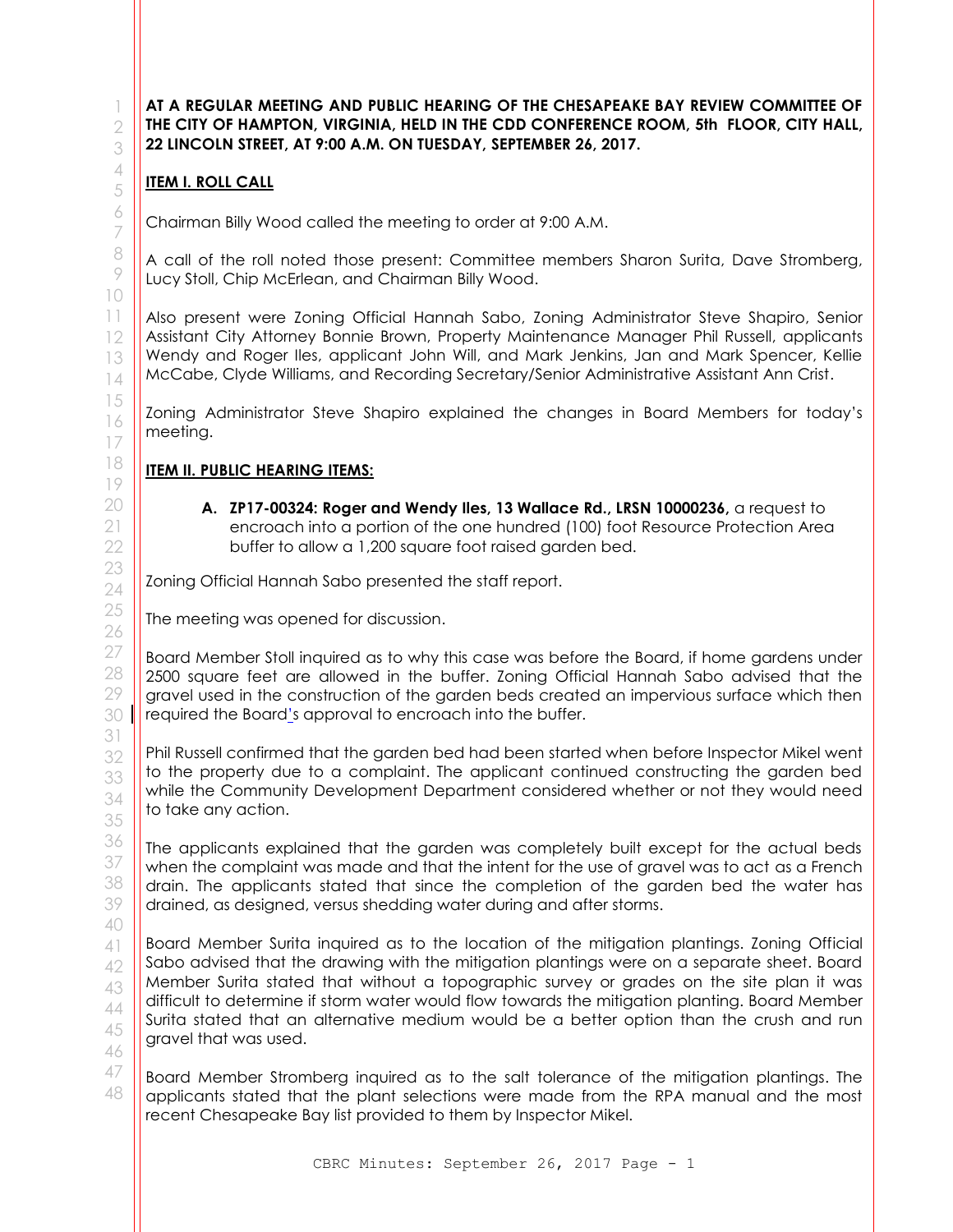**AT A REGULAR MEETING AND PUBLIC HEARING OF THE CHESAPEAKE BAY REVIEW COMMITTEE OF THE CITY OF HAMPTON, VIRGINIA, HELD IN THE CDD CONFERENCE ROOM, 5th FLOOR, CITY HALL, 22 LINCOLN STREET, AT 9:00 A.M. ON TUESDAY, SEPTEMBER 26, 2017.**

## ITEM I. ROLL CALL

Chairman Billy Wood called the meeting to order at 9:00 A.M.

A call of the roll noted those present: Committee members Sharon Surita, Dave Stromberg, Lucy Stoll, Chip McErlean, and Chairman Billy Wood.

Also present were Zoning Official Hannah Sabo, Zoning Administrator Steve Shapiro, Senior Assistant City Attorney Bonnie Brown, Property Maintenance Manager Phil Russell, applicants Wendy and Roger Iles, applicant John Will, and Mark Jenkins, Jan and Mark Spencer, Kellie McCabe, Clyde Williams, and Recording Secretary/Senior Administrative Assistant Ann Crist.

Zoning Administrator Steve Shapiro explained the changes in Board Members for today's meeting.

## ITEM II. PUBLIC HEARING ITEMS:

A. **ZP17-00324: Roger and Wendy Iles, 13 Wallace Rd., LRSN 10000236,** a request to encroach into a portion of the one hundred (100) foot Resource Protection Area buffer to allow a 1,200 square foot raised garden bed.

Zoning Official Hannah Sabo presented the staff report.

The meeting was opened for discussion.

Board Member Stoll inquired as to why this case was before the Board, if home gardens under 2500 square feet are allowed in the buffer. Zoning Official Hannah Sabo advised that the gravel used in the construction of the garden beds created an impervious surface which then required the Board's approval to encroach into the buffer.

Phil Russell confirmed that the garden bed had been started when before Inspector Mikel went to the property due to a complaint. The applicant continued constructing the garden bed while the Community Development Department considered whether or not they would need to take any action.

The applicants explained that the garden was completely built except for the actual beds when the complaint was made and that the intent for the use of gravel was to act as a French drain. The applicants stated that since the completion of the garden bed the water has drained, as designed, versus shedding water during and after storms.

Board Member Surita inquired as to the location of the mitigation plantings. Zoning Official Sabo advised that the drawing with the mitigation plantings were on a separate sheet. Board Member Surita stated that without a topographic survey or grades on the site plan it was difficult to determine if storm water would flow towards the mitigation planting. Board Member Surita stated that an alternative medium would be a better option than the crush and run gravel that was used.

Board Member Stromberg inquired as to the salt tolerance of the mitigation plantings. The applicants stated that the plant selections were made from the RPA manual and the most recent Chesapeake Bay list provided to them by Inspector Mikel.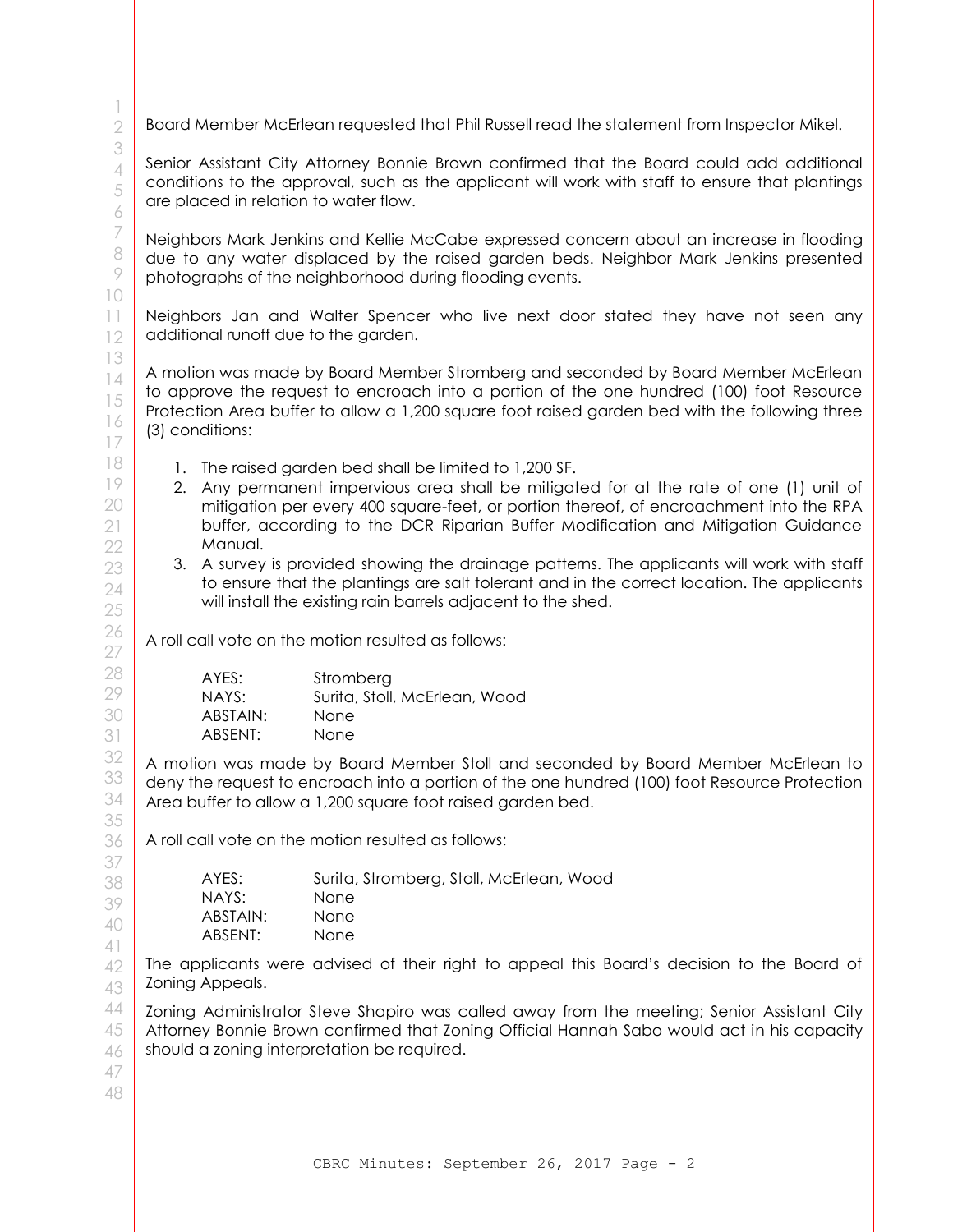Board Member McErlean requested that Phil Russell read the statement from Inspector Mikel.

Senior Assistant City Attorney Bonnie Brown confirmed that the Board could add additional conditions to the approval, such as the applicant will work with staff to ensure that plantings are placed in relation to water flow.

Neighbors Mark Jenkins and Kellie McCabe expressed concern about an increase in flooding due to any water displaced by the raised garden beds. Neighbor Mark Jenkins presented photographs of the neighborhood during flooding events.

Neighbors Jan and Walter Spencer who live next door stated they have not seen any additional runoff due to the garden.

A motion was made by Board Member Stromberg and seconded by Board Member McErlean to approve the request to encroach into a portion of the one hundred (100) foot Resource Protection Area buffer to allow a 1,200 square foot raised garden bed with the following three (3) conditions:

1. The raised garden bed shall be limited to 1,200 SF.
2. Any permanent impervious area shall be mitigated for at the rate of one (1) unit of mitigation per every 400 square-feet, or portion thereof, of encroachment into the RPA buffer, according to the DCR Riparian Buffer Modification and Mitigation Guidance Manual.
3. A survey is provided showing the drainage patterns. The applicants will work with staff to ensure that the plantings are salt tolerant and in the correct location. The applicants will install the existing rain barrels adjacent to the shed.

A roll call vote on the motion resulted as follows:

| | |
|---|---|
| AYES: | Stromberg |
| NAYS: | Surita, Stoll, McErlean, Wood |
| ABSTAIN: | None |
| ABSENT: | None |

A motion was made by Board Member Stoll and seconded by Board Member McErlean to deny the request to encroach into a portion of the one hundred (100) foot Resource Protection Area buffer to allow a 1,200 square foot raised garden bed.

A roll call vote on the motion resulted as follows:

| | |
|---|---|
| AYES: | Surita, Stromberg, Stoll, McErlean, Wood |
| NAYS: | None |
| ABSTAIN: | None |
| ABSENT: | None |

The applicants were advised of their right to appeal this Board's decision to the Board of Zoning Appeals.

Zoning Administrator Steve Shapiro was called away from the meeting; Senior Assistant City Attorney Bonnie Brown confirmed that Zoning Official Hannah Sabo would act in his capacity should a zoning interpretation be required.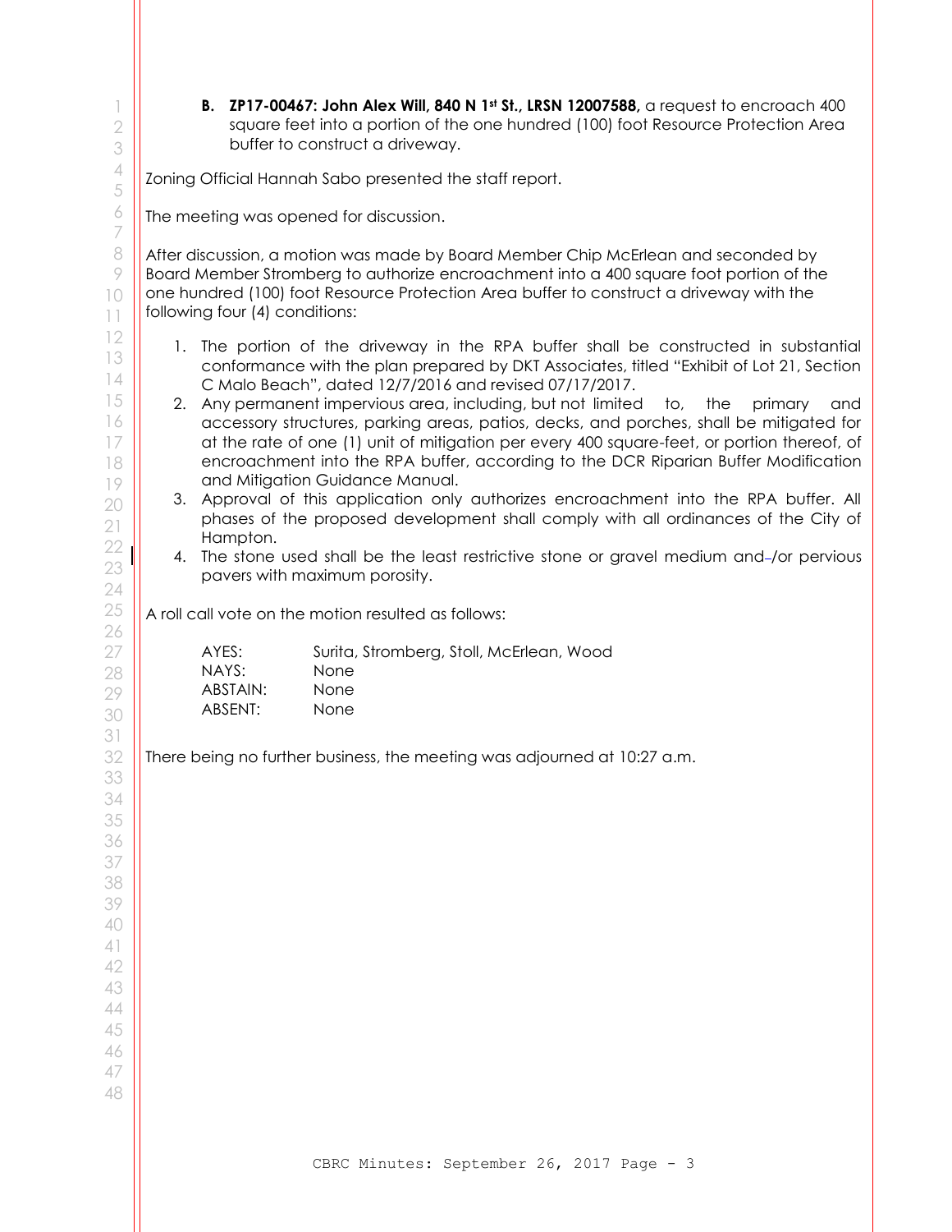**B. ZP17-00467: John Alex Will, 840 N 1st St., LRSN 12007588,** a request to encroach 400 square feet into a portion of the one hundred (100) foot Resource Protection Area buffer to construct a driveway.

Zoning Official Hannah Sabo presented the staff report.

The meeting was opened for discussion.

After discussion, a motion was made by Board Member Chip McErlean and seconded by Board Member Stromberg to authorize encroachment into a 400 square foot portion of the one hundred (100) foot Resource Protection Area buffer to construct a driveway with the following four (4) conditions:

1. The portion of the driveway in the RPA buffer shall be constructed in substantial conformance with the plan prepared by DKT Associates, titled "Exhibit of Lot 21, Section C Malo Beach", dated 12/7/2016 and revised 07/17/2017.
2. Any permanent impervious area, including, but not limited to, the primary and accessory structures, parking areas, patios, decks, and porches, shall be mitigated for at the rate of one (1) unit of mitigation per every 400 square-feet, or portion thereof, of encroachment into the RPA buffer, according to the DCR Riparian Buffer Modification and Mitigation Guidance Manual.
3. Approval of this application only authorizes encroachment into the RPA buffer. All phases of the proposed development shall comply with all ordinances of the City of Hampton.
4. The stone used shall be the least restrictive stone or gravel medium and/or pervious pavers with maximum porosity.

A roll call vote on the motion resulted as follows:

| | |
|---|---|
| AYES: | Surita, Stromberg, Stoll, McErlean, Wood |
| NAYS: | None |
| ABSTAIN: | None |
| ABSENT: | None |

There being no further business, the meeting was adjourned at 10:27 a.m.